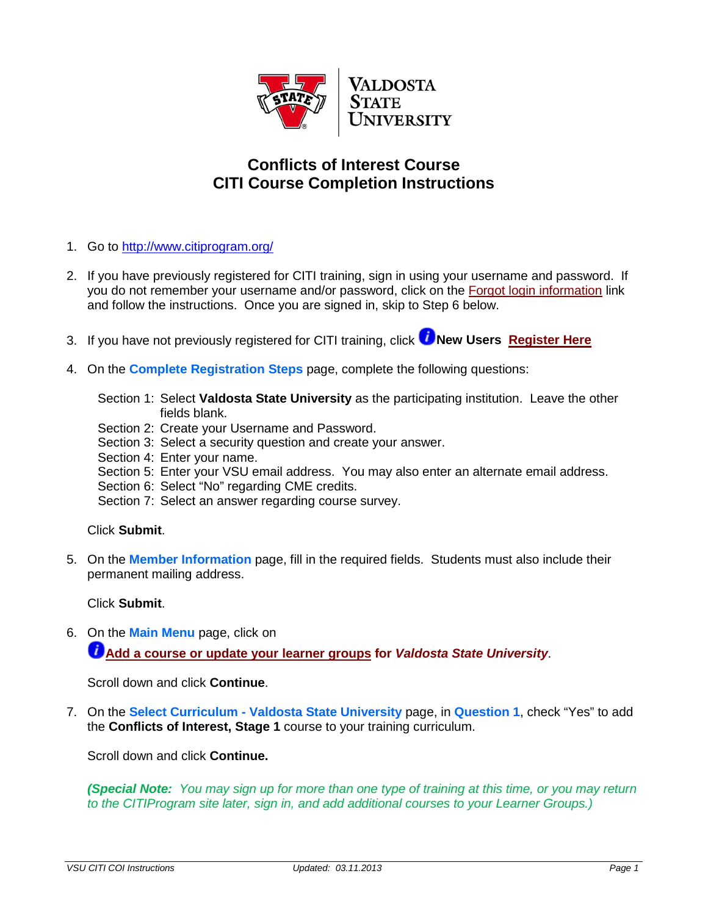Valdosta State University

# Conflicts of Interest Course
# CITI Course Completion Instructions

1. Go to http://www.citiprogram.org/

2. If you have previously registered for CITI training, sign in using your username and password. If you do not remember your username and/or password, click on the Forgot login information link and follow the instructions. Once you are signed in, skip to Step 6 below.

3. If you have not previously registered for CITI training, click **New Users** **Register Here**

4. On the **Complete Registration Steps** page, complete the following questions:

   Section 1: Select **Valdosta State University** as the participating institution. Leave the other fields blank.
   Section 2: Create your Username and Password.
   Section 3: Select a security question and create your answer.
   Section 4: Enter your name.
   Section 5: Enter your VSU email address. You may also enter an alternate email address.
   Section 6: Select "No" regarding CME credits.
   Section 7: Select an answer regarding course survey.

   Click **Submit**.

5. On the **Member Information** page, fill in the required fields. Students must also include their permanent mailing address.

   Click **Submit**.

6. On the **Main Menu** page, click on
   **Add a course or update your learner groups for *Valdosta State University***.

   Scroll down and click **Continue**.

7. On the **Select Curriculum - Valdosta State University** page, in **Question 1**, check "Yes" to add the **Conflicts of Interest, Stage 1** course to your training curriculum.

   Scroll down and click **Continue.**

   ***(Special Note:** You may sign up for more than one type of training at this time, or you may return to the CITIProgram site later, sign in, and add additional courses to your Learner Groups.)*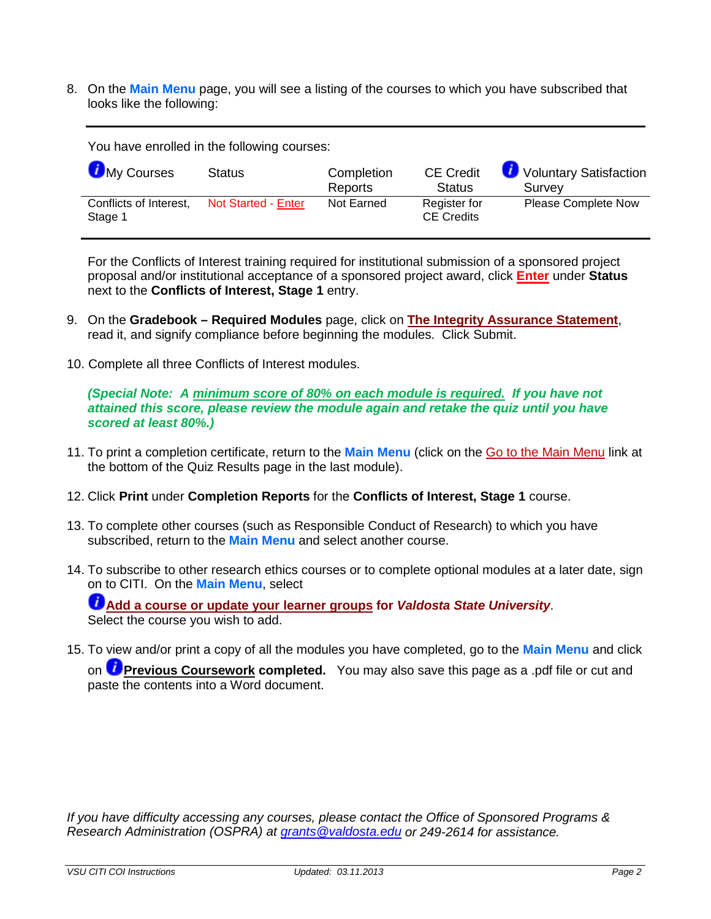8. On the **Main Menu** page, you will see a listing of the courses to which you have subscribed that looks like the following:

You have enrolled in the following courses:

| My Courses | Status | Completion Reports | CE Credit Status | Voluntary Satisfaction Survey |
|---|---|---|---|---|
| Conflicts of Interest, Stage 1 | Not Started - Enter | Not Earned | Register for CE Credits | Please Complete Now |

For the Conflicts of Interest training required for institutional submission of a sponsored project proposal and/or institutional acceptance of a sponsored project award, click **Enter** under **Status** next to the **Conflicts of Interest, Stage 1** entry.

9. On the **Gradebook – Required Modules** page, click on **The Integrity Assurance Statement**, read it, and signify compliance before beginning the modules. Click Submit.

10. Complete all three Conflicts of Interest modules.

    ***(Special Note: A minimum score of 80% on each module is required. If you have not attained this score, please review the module again and retake the quiz until you have scored at least 80%.)***

11. To print a completion certificate, return to the **Main Menu** (click on the Go to the Main Menu link at the bottom of the Quiz Results page in the last module).

12. Click **Print** under **Completion Reports** for the **Conflicts of Interest, Stage 1** course.

13. To complete other courses (such as Responsible Conduct of Research) to which you have subscribed, return to the **Main Menu** and select another course.

14. To subscribe to other research ethics courses or to complete optional modules at a later date, sign on to CITI. On the **Main Menu**, select
    **Add a course or update your learner groups for *Valdosta State University***.
    Select the course you wish to add.

15. To view and/or print a copy of all the modules you have completed, go to the **Main Menu** and click on **Previous Coursework completed.** You may also save this page as a .pdf file or cut and paste the contents into a Word document.

*If you have difficulty accessing any courses, please contact the Office of Sponsored Programs & Research Administration (OSPRA) at grants@valdosta.edu or 249-2614 for assistance.*